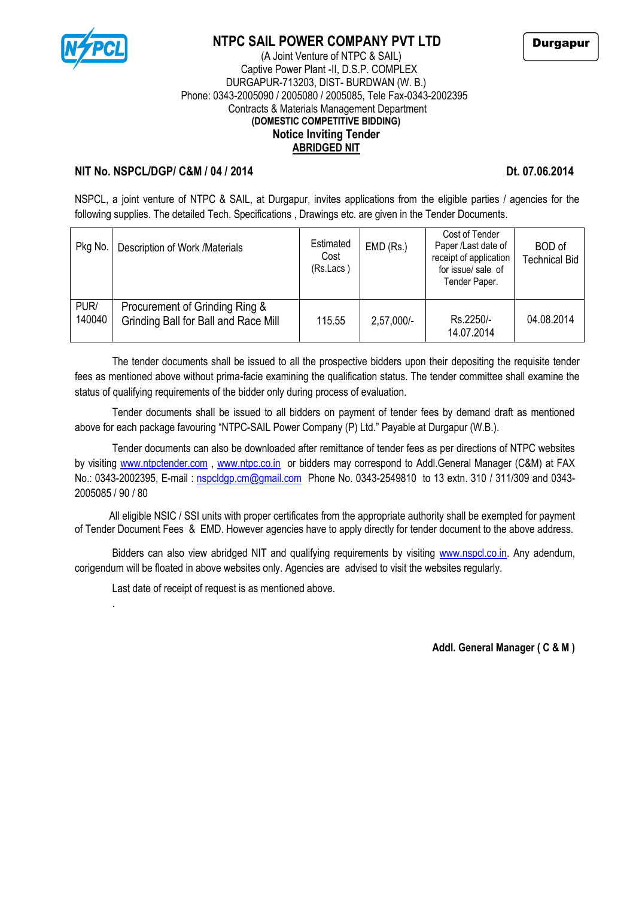# NTPC SAIL POWER COMPANY PVT LTD

Durgapur

(A Joint Venture of NTPC & SAIL)
Captive Power Plant -II, D.S.P. COMPLEX
DURGAPUR-713203, DIST- BURDWAN (W. B.)
Phone: 0343-2005090 / 2005080 / 2005085, Tele Fax-0343-2002395
Contracts & Materials Management Department

**(DOMESTIC COMPETITIVE BIDDING)**

**Notice Inviting Tender**

**ABRIDGED NIT**

**NIT No. NSPCL/DGP/ C&M / 04 / 2014** **Dt. 07.06.2014**

NSPCL, a joint venture of NTPC & SAIL, at Durgapur, invites applications from the eligible parties / agencies for the following supplies. The detailed Tech. Specifications , Drawings etc. are given in the Tender Documents.

| Pkg No. | Description of Work /Materials | Estimated Cost (Rs.Lacs ) | EMD (Rs.) | Cost of Tender Paper /Last date of receipt of application for issue/ sale of Tender Paper. | BOD of Technical Bid |
|---|---|---|---|---|---|
| PUR/ 140040 | Procurement of Grinding Ring & Grinding Ball for Ball and Race Mill | 115.55 | 2,57,000/- | Rs.2250/- 14.07.2014 | 04.08.2014 |

The tender documents shall be issued to all the prospective bidders upon their depositing the requisite tender fees as mentioned above without prima-facie examining the qualification status. The tender committee shall examine the status of qualifying requirements of the bidder only during process of evaluation.

Tender documents shall be issued to all bidders on payment of tender fees by demand draft as mentioned above for each package favouring "NTPC-SAIL Power Company (P) Ltd." Payable at Durgapur (W.B.).

Tender documents can also be downloaded after remittance of tender fees as per directions of NTPC websites by visiting www.ntpctender.com , www.ntpc.co.in or bidders may correspond to Addl.General Manager (C&M) at FAX No.: 0343-2002395, E-mail : nspcldgp.cm@gmail.com Phone No. 0343-2549810 to 13 extn. 310 / 311/309 and 0343-2005085 / 90 / 80

All eligible NSIC / SSI units with proper certificates from the appropriate authority shall be exempted for payment of Tender Document Fees & EMD. However agencies have to apply directly for tender document to the above address.

Bidders can also view abridged NIT and qualifying requirements by visiting www.nspcl.co.in. Any adendum, corigendum will be floated in above websites only. Agencies are advised to visit the websites regularly.

Last date of receipt of request is as mentioned above.

**Addl. General Manager ( C & M )**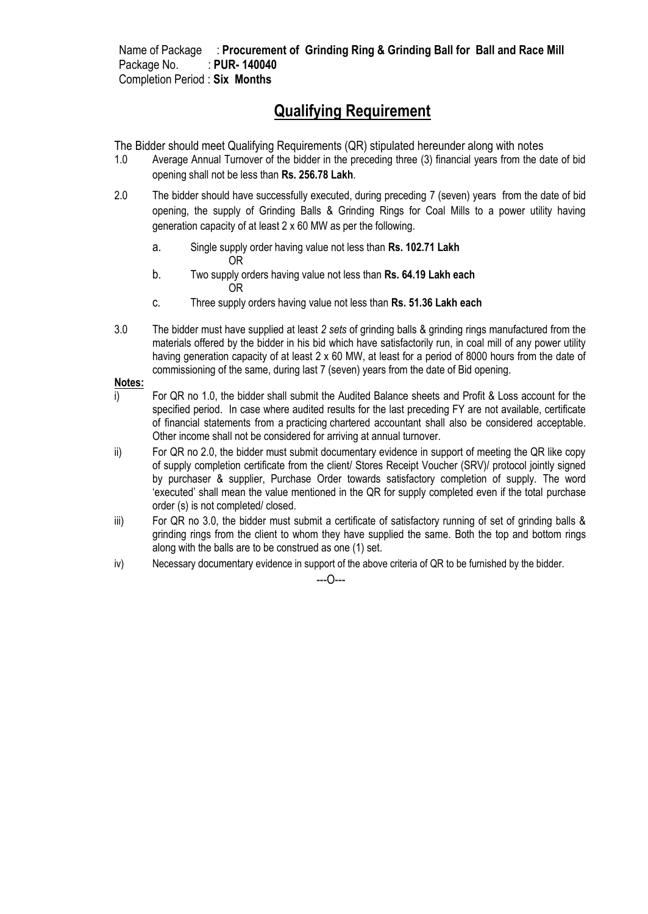Name of Package : **Procurement of Grinding Ring & Grinding Ball for Ball and Race Mill**
Package No. : **PUR- 140040**
Completion Period : **Six Months**

## Qualifying Requirement

The Bidder should meet Qualifying Requirements (QR) stipulated hereunder along with notes

1.0 Average Annual Turnover of the bidder in the preceding three (3) financial years from the date of bid opening shall not be less than **Rs. 256.78 Lakh**.

2.0 The bidder should have successfully executed, during preceding 7 (seven) years from the date of bid opening, the supply of Grinding Balls & Grinding Rings for Coal Mills to a power utility having generation capacity of at least 2 x 60 MW as per the following.

   a. Single supply order having value not less than **Rs. 102.71 Lakh**
      OR
   b. Two supply orders having value not less than **Rs. 64.19 Lakh each**
      OR
   c. Three supply orders having value not less than **Rs. 51.36 Lakh each**

3.0 The bidder must have supplied at least *2 sets* of grinding balls & grinding rings manufactured from the materials offered by the bidder in his bid which have satisfactorily run, in coal mill of any power utility having generation capacity of at least 2 x 60 MW, at least for a period of 8000 hours from the date of commissioning of the same, during last 7 (seven) years from the date of Bid opening.

**Notes:**

i) For QR no 1.0, the bidder shall submit the Audited Balance sheets and Profit & Loss account for the specified period. In case where audited results for the last preceding FY are not available, certificate of financial statements from a practicing chartered accountant shall also be considered acceptable. Other income shall not be considered for arriving at annual turnover.

ii) For QR no 2.0, the bidder must submit documentary evidence in support of meeting the QR like copy of supply completion certificate from the client/ Stores Receipt Voucher (SRV)/ protocol jointly signed by purchaser & supplier, Purchase Order towards satisfactory completion of supply. The word 'executed' shall mean the value mentioned in the QR for supply completed even if the total purchase order (s) is not completed/ closed.

iii) For QR no 3.0, the bidder must submit a certificate of satisfactory running of set of grinding balls & grinding rings from the client to whom they have supplied the same. Both the top and bottom rings along with the balls are to be construed as one (1) set.

iv) Necessary documentary evidence in support of the above criteria of QR to be furnished by the bidder.

---O---